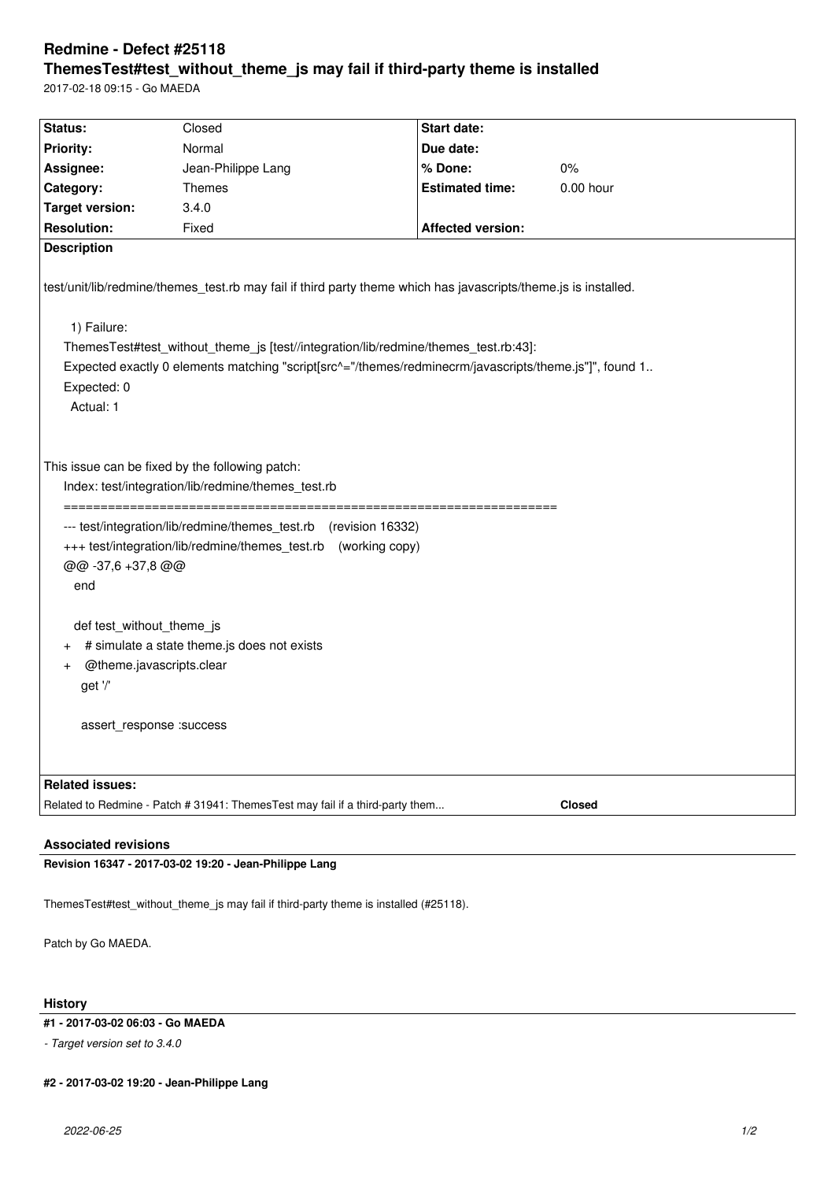# Redmine - Defect #25118

## ThemesTest#test_without_theme_js may fail if third-party theme is installed

2017-02-18 09:15 - Go MAEDA

| Status: | Closed | Start date: | |
|---|---|---|---|
| Priority: | Normal | Due date: | |
| Assignee: | Jean-Philippe Lang | % Done: | 0% |
| Category: | Themes | Estimated time: | 0.00 hour |
| Target version: | 3.4.0 | | |
| Resolution: | Fixed | Affected version: | |

**Description**

test/unit/lib/redmine/themes_test.rb may fail if third party theme which has javascripts/theme.js is installed.

```
  1) Failure:
ThemesTest#test_without_theme_js [test//integration/lib/redmine/themes_test.rb:43]:
Expected exactly 0 elements matching "script[src^="/themes/redminecrm/javascripts/theme.js"]", found 1..
Expected: 0
  Actual: 1
```

This issue can be fixed by the following patch:

```
Index: test/integration/lib/redmine/themes_test.rb
===================================================================
--- test/integration/lib/redmine/themes_test.rb    (revision 16332)
+++ test/integration/lib/redmine/themes_test.rb    (working copy)
@@ -37,6 +37,8 @@
   end

   def test_without_theme_js
+    # simulate a state theme.js does not exists
+    @theme.javascripts.clear
     get '/'

     assert_response :success
```

**Related issues:**

Related to Redmine - Patch # 31941: ThemesTest may fail if a third-party them... **Closed**

### Associated revisions

**Revision 16347 - 2017-03-02 19:20 - Jean-Philippe Lang**

ThemesTest#test_without_theme_js may fail if third-party theme is installed (#25118).

Patch by Go MAEDA.

### History

**#1 - 2017-03-02 06:03 - Go MAEDA**

*- Target version set to 3.4.0*

**#2 - 2017-03-02 19:20 - Jean-Philippe Lang**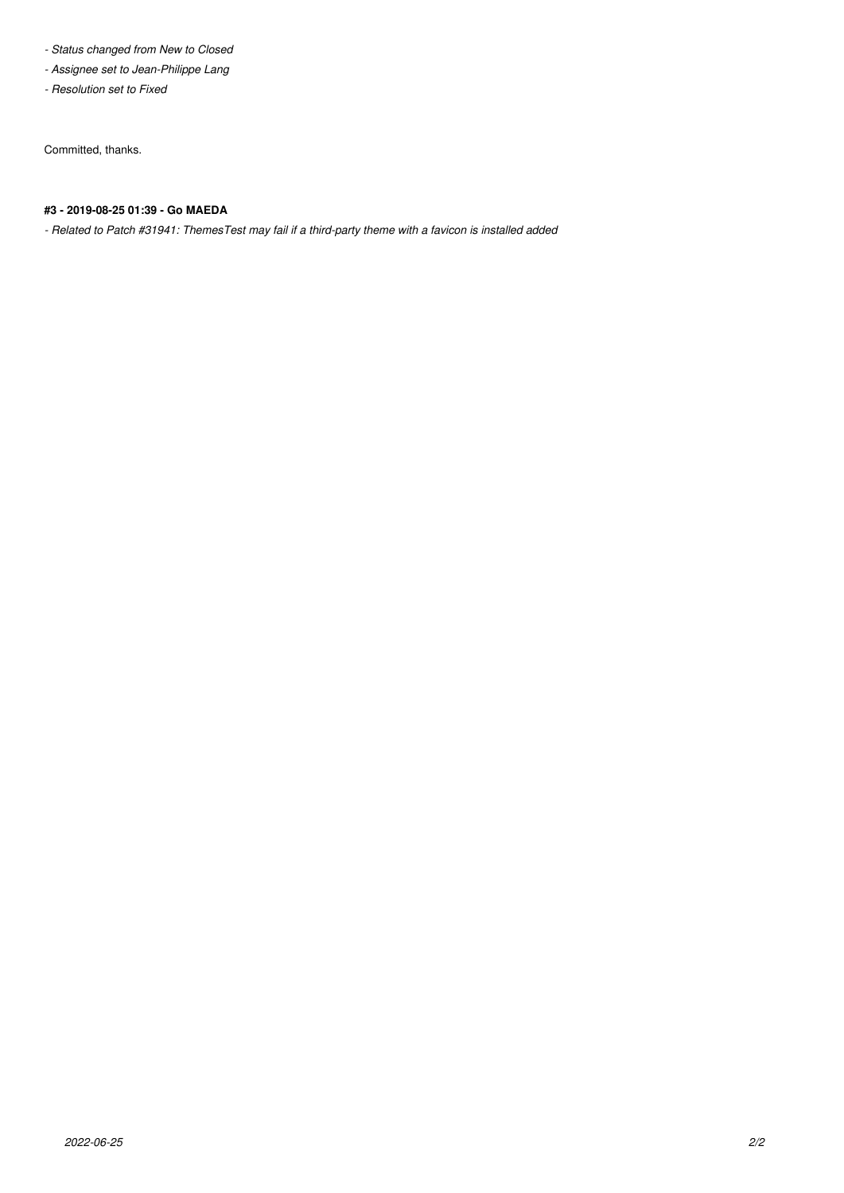*- Status changed from New to Closed*

*- Assignee set to Jean-Philippe Lang*

*- Resolution set to Fixed*

Committed, thanks.

#### #3 - 2019-08-25 01:39 - Go MAEDA

*- Related to Patch #31941: ThemesTest may fail if a third-party theme with a favicon is installed added*